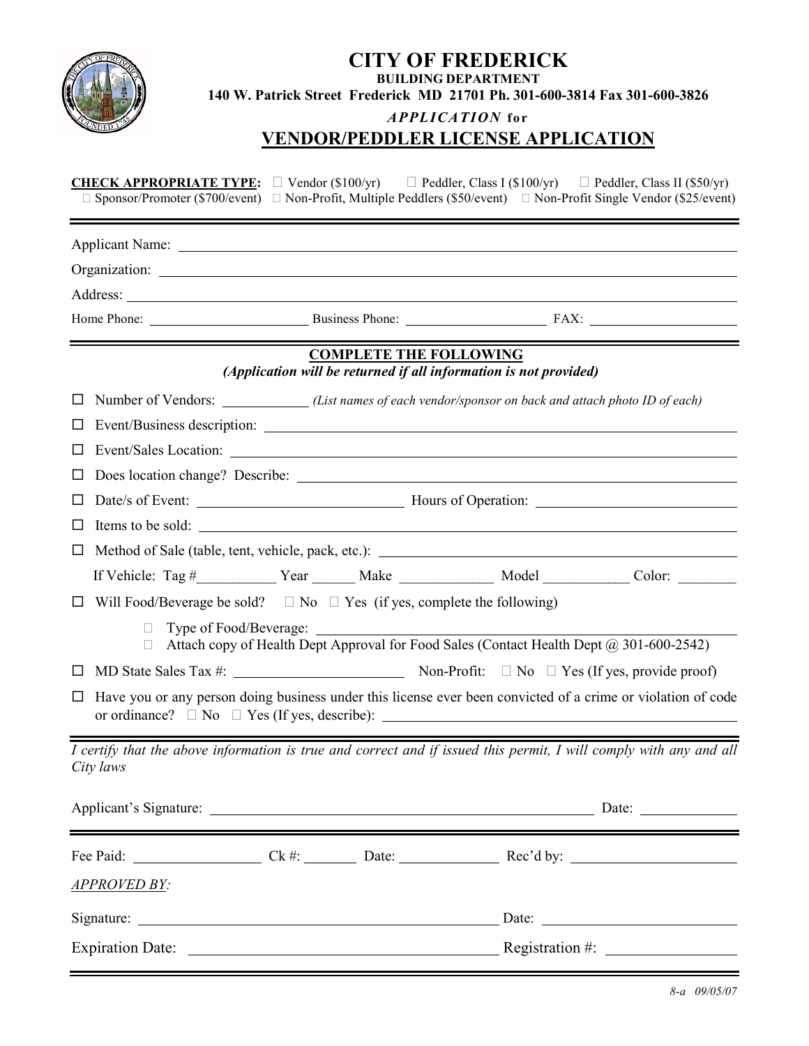# CITY OF FREDERICK

**BUILDING DEPARTMENT**

**140 W. Patrick Street Frederick MD 21701 Ph. 301-600-3814 Fax 301-600-3826**

***APPLICATION* for**

## VENDOR/PEDDLER LICENSE APPLICATION

**CHECK APPROPRIATE TYPE:** ☐ Vendor ($100/yr) ☐ Peddler, Class I ($100/yr) ☐ Peddler, Class II ($50/yr) ☐ Sponsor/Promoter ($700/event) ☐ Non-Profit, Multiple Peddlers ($50/event) ☐ Non-Profit Single Vendor ($25/event)

---

Applicant Name: ______________________________

Organization: ______________________________

Address: ______________________________

Home Phone: ____________ Business Phone: ____________ FAX: ____________

---

**COMPLETE THE FOLLOWING**

***(Application will be returned if all information is not provided)***

☐ Number of Vendors: __________ *(List names of each vendor/sponsor on back and attach photo ID of each)*

☐ Event/Business description: ______________________________

☐ Event/Sales Location: ______________________________

☐ Does location change? Describe: ______________________________

☐ Date/s of Event: ____________ Hours of Operation: ____________

☐ Items to be sold: ______________________________

☐ Method of Sale (table, tent, vehicle, pack, etc.): ______________________________

If Vehicle: Tag #__________ Year ______ Make ____________ Model ___________ Color: ________

☐ Will Food/Beverage be sold? ☐ No ☐ Yes (if yes, complete the following)

- ☐ Type of Food/Beverage: ______________________________
- ☐ Attach copy of Health Dept Approval for Food Sales (Contact Health Dept @ 301-600-2542)

☐ MD State Sales Tax #: ____________ Non-Profit: ☐ No ☐ Yes (If yes, provide proof)

☐ Have you or any person doing business under this license ever been convicted of a crime or violation of code or ordinance? ☐ No ☐ Yes (If yes, describe): ______________________________

---

*I certify that the above information is true and correct and if issued this permit, I will comply with any and all City laws*

Applicant's Signature: ______________________________ Date: ____________

---

Fee Paid: ____________ Ck #: ______ Date: ____________ Rec'd by: ____________

*APPROVED BY:*

Signature: ______________________________ Date: ____________

Expiration Date: ______________________________ Registration #: ____________

---

*8-a 09/05/07*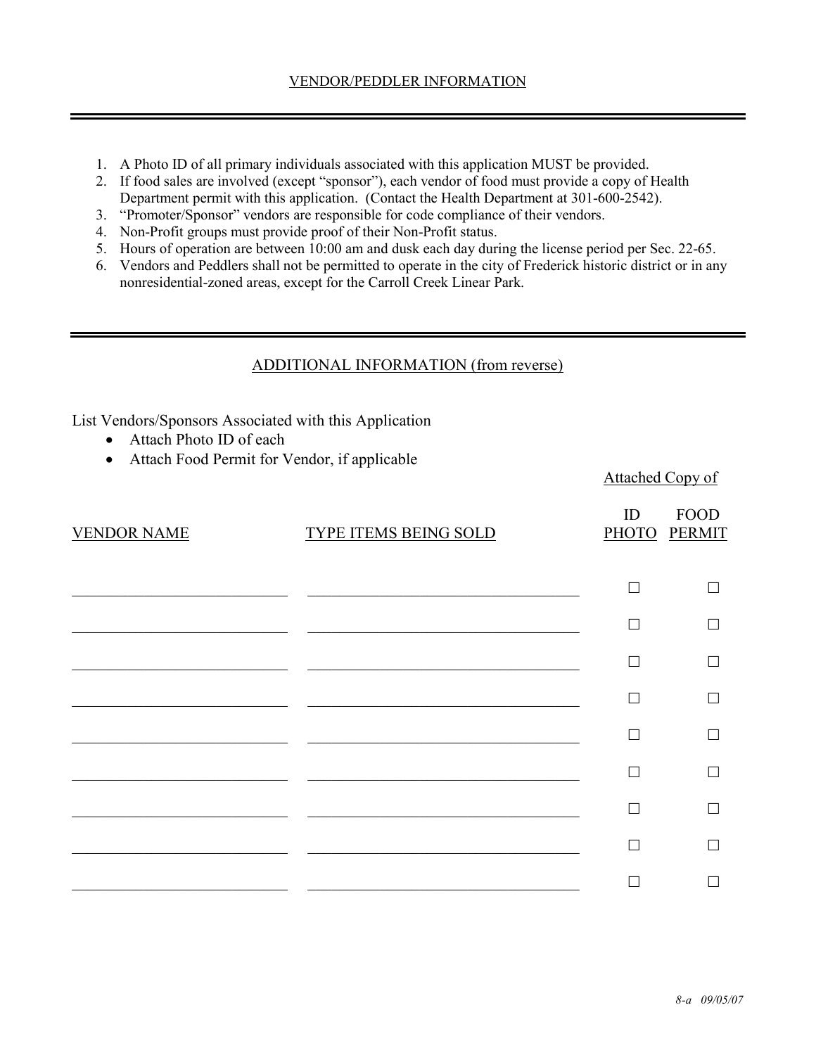## VENDOR/PEDDLER INFORMATION

1. A Photo ID of all primary individuals associated with this application MUST be provided.
2. If food sales are involved (except "sponsor"), each vendor of food must provide a copy of Health Department permit with this application. (Contact the Health Department at 301-600-2542).
3. "Promoter/Sponsor" vendors are responsible for code compliance of their vendors.
4. Non-Profit groups must provide proof of their Non-Profit status.
5. Hours of operation are between 10:00 am and dusk each day during the license period per Sec. 22-65.
6. Vendors and Peddlers shall not be permitted to operate in the city of Frederick historic district or in any nonresidential-zoned areas, except for the Carroll Creek Linear Park.

## ADDITIONAL INFORMATION (from reverse)

List Vendors/Sponsors Associated with this Application

- Attach Photo ID of each
- Attach Food Permit for Vendor, if applicable

| VENDOR NAME | TYPE ITEMS BEING SOLD | Attached Copy of ID PHOTO | Attached Copy of FOOD PERMIT |
|---|---|---|---|
| | | ☐ | ☐ |
| | | ☐ | ☐ |
| | | ☐ | ☐ |
| | | ☐ | ☐ |
| | | ☐ | ☐ |
| | | ☐ | ☐ |
| | | ☐ | ☐ |
| | | ☐ | ☐ |
| | | ☐ | ☐ |

*8-a 09/05/07*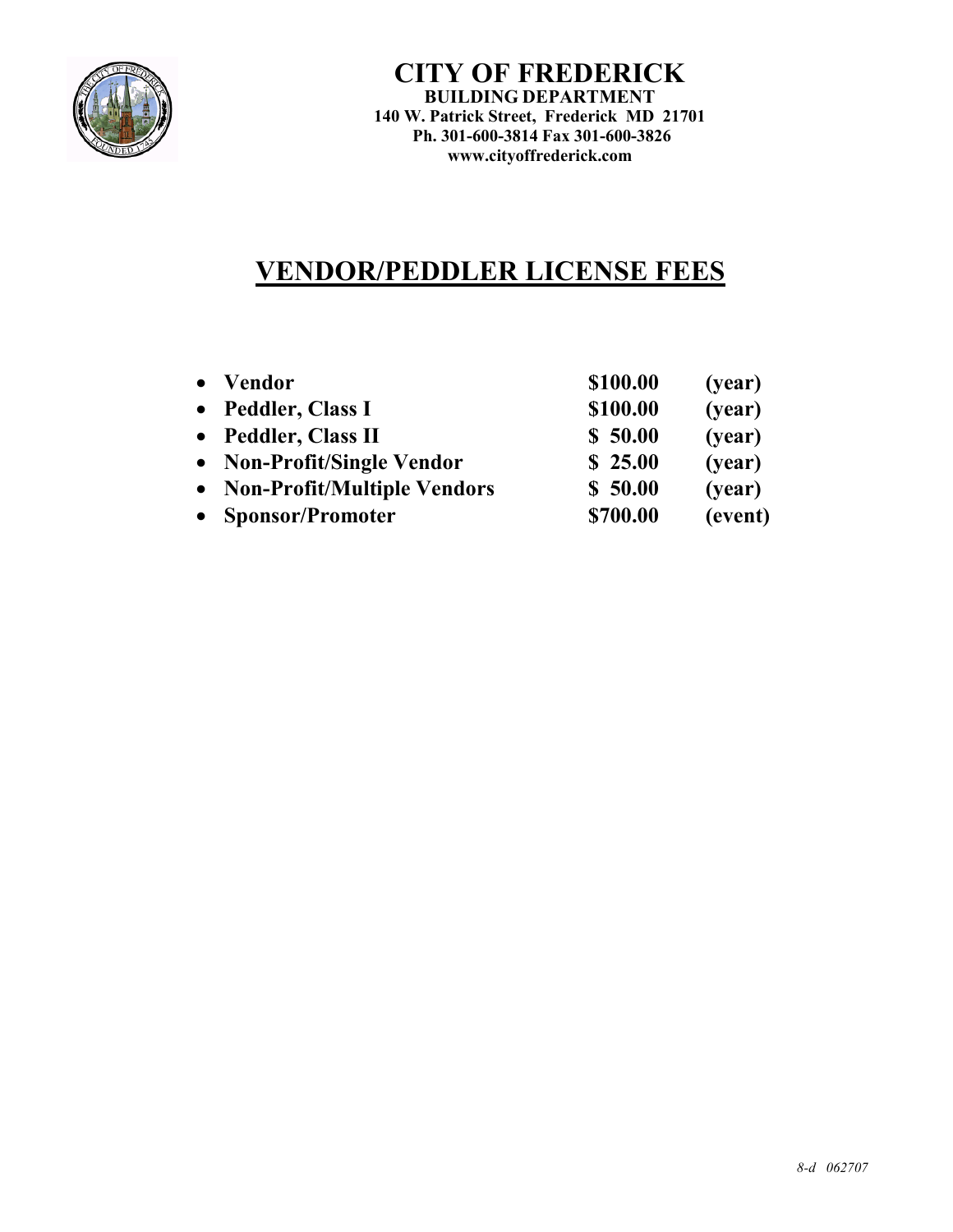# CITY OF FREDERICK

**BUILDING DEPARTMENT**
**140 W. Patrick Street, Frederick MD 21701**
**Ph. 301-600-3814 Fax 301-600-3826**
**www.cityoffrederick.com**

## VENDOR/PEDDLER LICENSE FEES

| | | |
|---|---|---|
| • **Vendor** | **$100.00** | **(year)** |
| • **Peddler, Class I** | **$100.00** | **(year)** |
| • **Peddler, Class II** | **$ 50.00** | **(year)** |
| • **Non-Profit/Single Vendor** | **$ 25.00** | **(year)** |
| • **Non-Profit/Multiple Vendors** | **$ 50.00** | **(year)** |
| • **Sponsor/Promoter** | **$700.00** | **(event)** |

*8-d 062707*